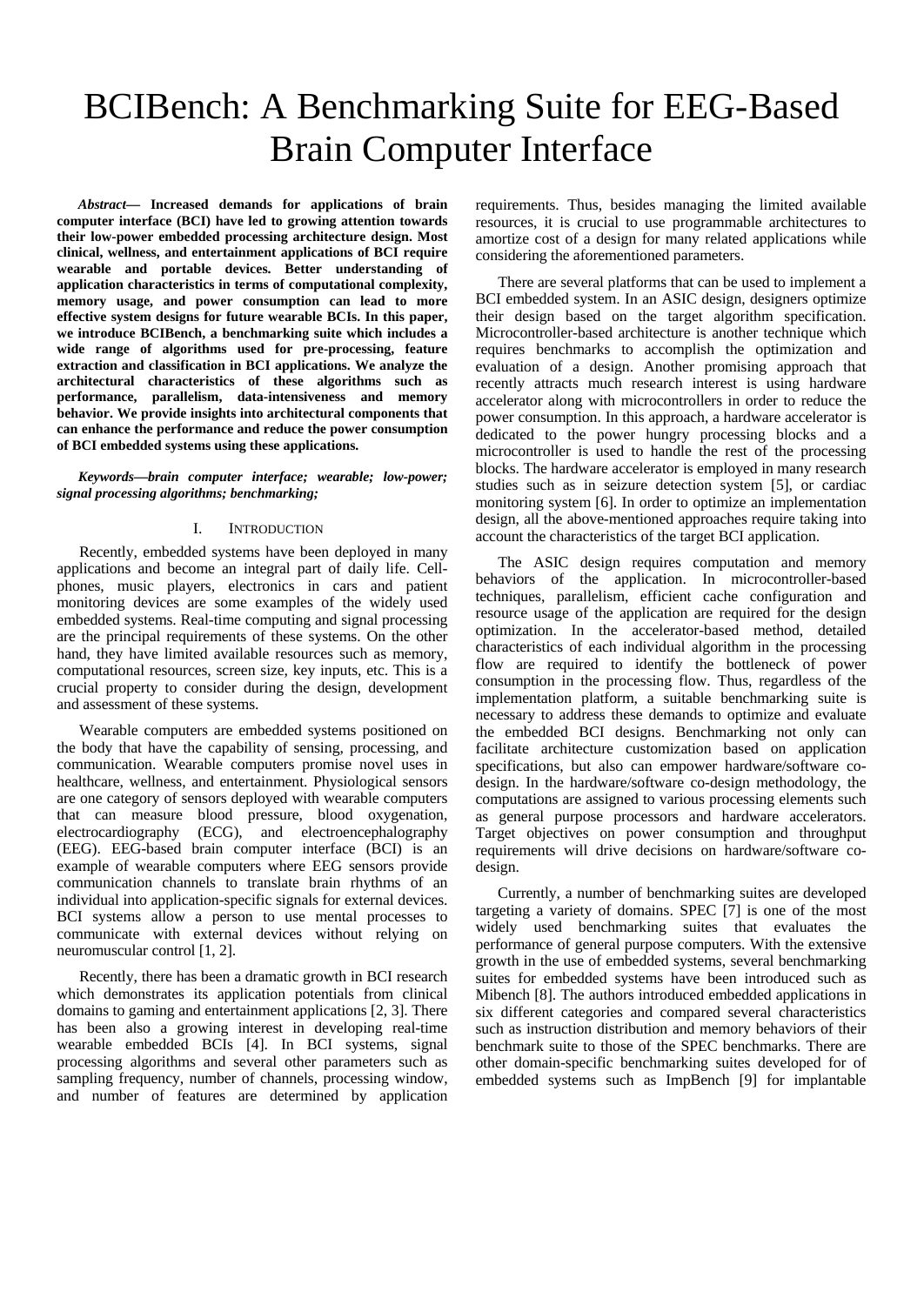# BCIBench: A Benchmarking Suite for EEG-Based Brain Computer Interface

***Abstract*— Increased demands for applications of brain computer interface (BCI) have led to growing attention towards their low-power embedded processing architecture design. Most clinical, wellness, and entertainment applications of BCI require wearable and portable devices. Better understanding of application characteristics in terms of computational complexity, memory usage, and power consumption can lead to more effective system designs for future wearable BCIs. In this paper, we introduce BCIBench, a benchmarking suite which includes a wide range of algorithms used for pre-processing, feature extraction and classification in BCI applications. We analyze the architectural characteristics of these algorithms such as performance, parallelism, data-intensiveness and memory behavior. We provide insights into architectural components that can enhance the performance and reduce the power consumption of BCI embedded systems using these applications.**

***Keywords—brain computer interface; wearable; low-power; signal processing algorithms; benchmarking;***

## I. Introduction

Recently, embedded systems have been deployed in many applications and become an integral part of daily life. Cell-phones, music players, electronics in cars and patient monitoring devices are some examples of the widely used embedded systems. Real-time computing and signal processing are the principal requirements of these systems. On the other hand, they have limited available resources such as memory, computational resources, screen size, key inputs, etc. This is a crucial property to consider during the design, development and assessment of these systems.

Wearable computers are embedded systems positioned on the body that have the capability of sensing, processing, and communication. Wearable computers promise novel uses in healthcare, wellness, and entertainment. Physiological sensors are one category of sensors deployed with wearable computers that can measure blood pressure, blood oxygenation, electrocardiography (ECG), and electroencephalography (EEG). EEG-based brain computer interface (BCI) is an example of wearable computers where EEG sensors provide communication channels to translate brain rhythms of an individual into application-specific signals for external devices. BCI systems allow a person to use mental processes to communicate with external devices without relying on neuromuscular control [1, 2].

Recently, there has been a dramatic growth in BCI research which demonstrates its application potentials from clinical domains to gaming and entertainment applications [2, 3]. There has been also a growing interest in developing real-time wearable embedded BCIs [4]. In BCI systems, signal processing algorithms and several other parameters such as sampling frequency, number of channels, processing window, and number of features are determined by application requirements. Thus, besides managing the limited available resources, it is crucial to use programmable architectures to amortize cost of a design for many related applications while considering the aforementioned parameters.

There are several platforms that can be used to implement a BCI embedded system. In an ASIC design, designers optimize their design based on the target algorithm specification. Microcontroller-based architecture is another technique which requires benchmarks to accomplish the optimization and evaluation of a design. Another promising approach that recently attracts much research interest is using hardware accelerator along with microcontrollers in order to reduce the power consumption. In this approach, a hardware accelerator is dedicated to the power hungry processing blocks and a microcontroller is used to handle the rest of the processing blocks. The hardware accelerator is employed in many research studies such as in seizure detection system [5], or cardiac monitoring system [6]. In order to optimize an implementation design, all the above-mentioned approaches require taking into account the characteristics of the target BCI application.

The ASIC design requires computation and memory behaviors of the application. In microcontroller-based techniques, parallelism, efficient cache configuration and resource usage of the application are required for the design optimization. In the accelerator-based method, detailed characteristics of each individual algorithm in the processing flow are required to identify the bottleneck of power consumption in the processing flow. Thus, regardless of the implementation platform, a suitable benchmarking suite is necessary to address these demands to optimize and evaluate the embedded BCI designs. Benchmarking not only can facilitate architecture customization based on application specifications, but also can empower hardware/software co-design. In the hardware/software co-design methodology, the computations are assigned to various processing elements such as general purpose processors and hardware accelerators. Target objectives on power consumption and throughput requirements will drive decisions on hardware/software co-design.

Currently, a number of benchmarking suites are developed targeting a variety of domains. SPEC [7] is one of the most widely used benchmarking suites that evaluates the performance of general purpose computers. With the extensive growth in the use of embedded systems, several benchmarking suites for embedded systems have been introduced such as Mibench [8]. The authors introduced embedded applications in six different categories and compared several characteristics such as instruction distribution and memory behaviors of their benchmark suite to those of the SPEC benchmarks. There are other domain-specific benchmarking suites developed for of embedded systems such as ImpBench [9] for implantable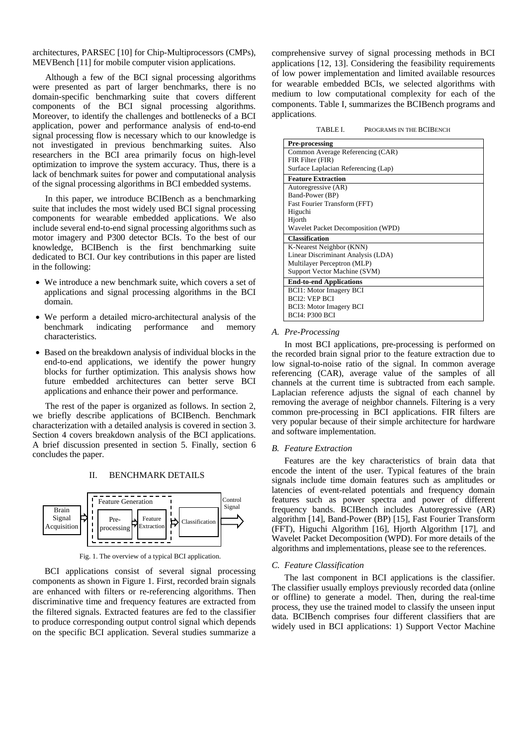architectures, PARSEC [10] for Chip-Multiprocessors (CMPs), MEVBench [11] for mobile computer vision applications.

Although a few of the BCI signal processing algorithms were presented as part of larger benchmarks, there is no domain-specific benchmarking suite that covers different components of the BCI signal processing algorithms. Moreover, to identify the challenges and bottlenecks of a BCI application, power and performance analysis of end-to-end signal processing flow is necessary which to our knowledge is not investigated in previous benchmarking suites. Also researchers in the BCI area primarily focus on high-level optimization to improve the system accuracy. Thus, there is a lack of benchmark suites for power and computational analysis of the signal processing algorithms in BCI embedded systems.

In this paper, we introduce BCIBench as a benchmarking suite that includes the most widely used BCI signal processing components for wearable embedded applications. We also include several end-to-end signal processing algorithms such as motor imagery and P300 detector BCIs. To the best of our knowledge, BCIBench is the first benchmarking suite dedicated to BCI. Our key contributions in this paper are listed in the following:

- We introduce a new benchmark suite, which covers a set of applications and signal processing algorithms in the BCI domain.
- We perform a detailed micro-architectural analysis of the benchmark indicating performance and memory characteristics.
- Based on the breakdown analysis of individual blocks in the end-to-end applications, we identify the power hungry blocks for further optimization. This analysis shows how future embedded architectures can better serve BCI applications and enhance their power and performance.

The rest of the paper is organized as follows. In section 2, we briefly describe applications of BCIBench. Benchmark characterization with a detailed analysis is covered in section 3. Section 4 covers breakdown analysis of the BCI applications. A brief discussion presented in section 5. Finally, section 6 concludes the paper.

## II. BENCHMARK DETAILS

Brain Signal Acquisition → [Feature Generation: Pre-processing → Feature Extraction] → Classification → Control Signal

Fig. 1. The overview of a typical BCI application.

BCI applications consist of several signal processing components as shown in Figure 1. First, recorded brain signals are enhanced with filters or re-referencing algorithms. Then discriminative time and frequency features are extracted from the filtered signals. Extracted features are fed to the classifier to produce corresponding output control signal which depends on the specific BCI application. Several studies summarize a comprehensive survey of signal processing methods in BCI applications [12, 13]. Considering the feasibility requirements of low power implementation and limited available resources for wearable embedded BCIs, we selected algorithms with medium to low computational complexity for each of the components. Table I, summarizes the BCIBench programs and applications.

TABLE I. PROGRAMS IN THE BCIBENCH

| **Pre-processing** |
|---|
| Common Average Referencing (CAR) |
| FIR Filter (FIR) |
| Surface Laplacian Referencing (Lap) |
| **Feature Extraction** |
| Autoregressive (AR) |
| Band-Power (BP) |
| Fast Fourier Transform (FFT) |
| Higuchi |
| Hjorth |
| Wavelet Packet Decomposition (WPD) |
| **Classification** |
| K-Nearest Neighbor (KNN) |
| Linear Discriminant Analysis (LDA) |
| Multilayer Perceptron (MLP) |
| Support Vector Machine (SVM) |
| **End-to-end Applications** |
| BCI1: Motor Imagery BCI |
| BCI2: VEP BCI |
| BCI3: Motor Imagery BCI |
| BCI4: P300 BCI |

### A. Pre-Processing

In most BCI applications, pre-processing is performed on the recorded brain signal prior to the feature extraction due to low signal-to-noise ratio of the signal. In common average referencing (CAR), average value of the samples of all channels at the current time is subtracted from each sample. Laplacian reference adjusts the signal of each channel by removing the average of neighbor channels. Filtering is a very common pre-processing in BCI applications. FIR filters are very popular because of their simple architecture for hardware and software implementation.

### B. Feature Extraction

Features are the key characteristics of brain data that encode the intent of the user. Typical features of the brain signals include time domain features such as amplitudes or latencies of event-related potentials and frequency domain features such as power spectra and power of different frequency bands. BCIBench includes Autoregressive (AR) algorithm [14], Band-Power (BP) [15], Fast Fourier Transform (FFT), Higuchi Algorithm [16], Hjorth Algorithm [17], and Wavelet Packet Decomposition (WPD). For more details of the algorithms and implementations, please see to the references.

### C. Feature Classification

The last component in BCI applications is the classifier. The classifier usually employs previously recorded data (online or offline) to generate a model. Then, during the real-time process, they use the trained model to classify the unseen input data. BCIBench comprises four different classifiers that are widely used in BCI applications: 1) Support Vector Machine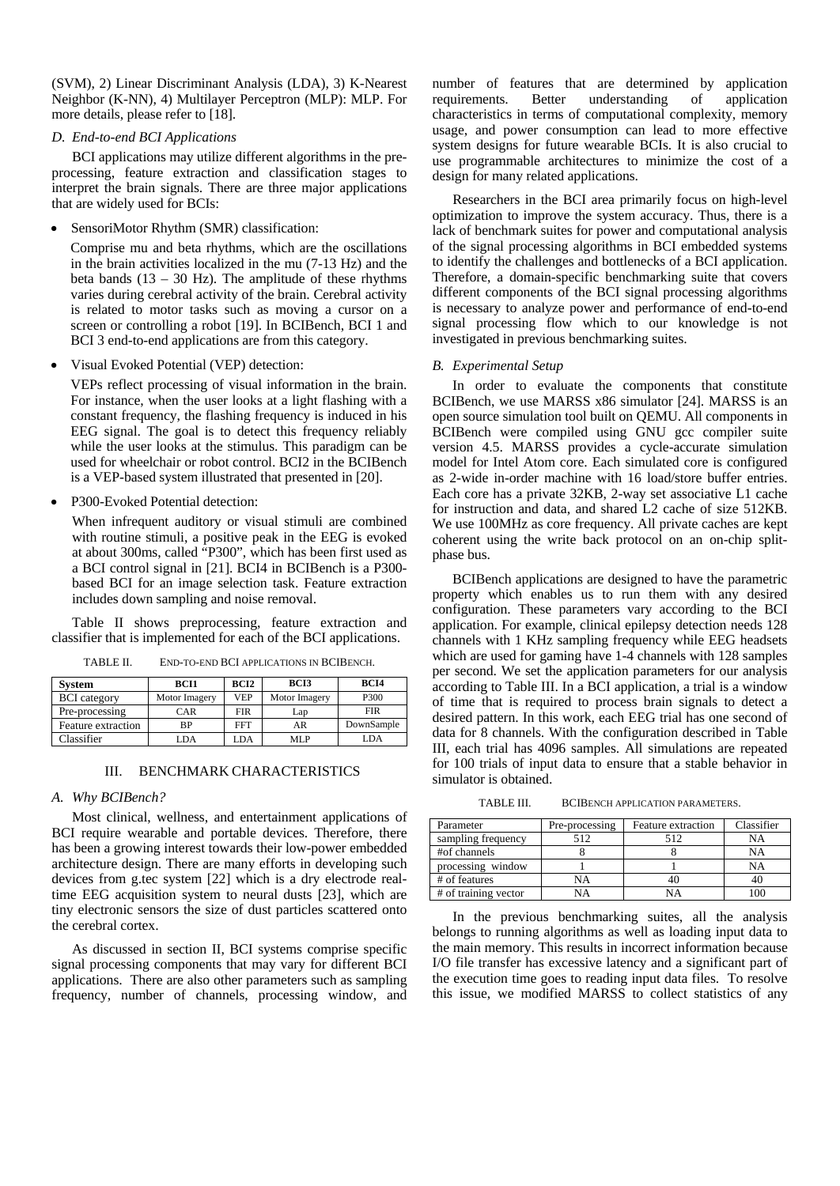(SVM), 2) Linear Discriminant Analysis (LDA), 3) K-Nearest Neighbor (K-NN), 4) Multilayer Perceptron (MLP): MLP. For more details, please refer to [18].

### *D. End-to-end BCI Applications*

BCI applications may utilize different algorithms in the pre-processing, feature extraction and classification stages to interpret the brain signals. There are three major applications that are widely used for BCIs:

- SensoriMotor Rhythm (SMR) classification:

  Comprise mu and beta rhythms, which are the oscillations in the brain activities localized in the mu (7-13 Hz) and the beta bands (13 – 30 Hz). The amplitude of these rhythms varies during cerebral activity of the brain. Cerebral activity is related to motor tasks such as moving a cursor on a screen or controlling a robot [19]. In BCIBench, BCI 1 and BCI 3 end-to-end applications are from this category.

- Visual Evoked Potential (VEP) detection:

  VEPs reflect processing of visual information in the brain. For instance, when the user looks at a light flashing with a constant frequency, the flashing frequency is induced in his EEG signal. The goal is to detect this frequency reliably while the user looks at the stimulus. This paradigm can be used for wheelchair or robot control. BCI2 in the BCIBench is a VEP-based system illustrated that presented in [20].

- P300-Evoked Potential detection:

  When infrequent auditory or visual stimuli are combined with routine stimuli, a positive peak in the EEG is evoked at about 300ms, called "P300", which has been first used as a BCI control signal in [21]. BCI4 in BCIBench is a P300-based BCI for an image selection task. Feature extraction includes down sampling and noise removal.

Table II shows preprocessing, feature extraction and classifier that is implemented for each of the BCI applications.

TABLE II. END-TO-END BCI APPLICATIONS IN BCIBENCH.

| **System** | **BCI1** | **BCI2** | **BCI3** | **BCI4** |
|---|---|---|---|---|
| BCI category | Motor Imagery | VEP | Motor Imagery | P300 |
| Pre-processing | CAR | FIR | Lap | FIR |
| Feature extraction | BP | FFT | AR | DownSample |
| Classifier | LDA | LDA | MLP | LDA |

## III. BENCHMARK CHARACTERISTICS

### *A. Why BCIBench?*

Most clinical, wellness, and entertainment applications of BCI require wearable and portable devices. Therefore, there has been a growing interest towards their low-power embedded architecture design. There are many efforts in developing such devices from g.tec system [22] which is a dry electrode real-time EEG acquisition system to neural dusts [23], which are tiny electronic sensors the size of dust particles scattered onto the cerebral cortex.

As discussed in section II, BCI systems comprise specific signal processing components that may vary for different BCI applications. There are also other parameters such as sampling frequency, number of channels, processing window, and number of features that are determined by application requirements. Better understanding of application characteristics in terms of computational complexity, memory usage, and power consumption can lead to more effective system designs for future wearable BCIs. It is also crucial to use programmable architectures to minimize the cost of a design for many related applications.

Researchers in the BCI area primarily focus on high-level optimization to improve the system accuracy. Thus, there is a lack of benchmark suites for power and computational analysis of the signal processing algorithms in BCI embedded systems to identify the challenges and bottlenecks of a BCI application. Therefore, a domain-specific benchmarking suite that covers different components of the BCI signal processing algorithms is necessary to analyze power and performance of end-to-end signal processing flow which to our knowledge is not investigated in previous benchmarking suites.

### *B. Experimental Setup*

In order to evaluate the components that constitute BCIBench, we use MARSS x86 simulator [24]. MARSS is an open source simulation tool built on QEMU. All components in BCIBench were compiled using GNU gcc compiler suite version 4.5. MARSS provides a cycle-accurate simulation model for Intel Atom core. Each simulated core is configured as 2-wide in-order machine with 16 load/store buffer entries. Each core has a private 32KB, 2-way set associative L1 cache for instruction and data, and shared L2 cache of size 512KB. We use 100MHz as core frequency. All private caches are kept coherent using the write back protocol on an on-chip split-phase bus.

BCIBench applications are designed to have the parametric property which enables us to run them with any desired configuration. These parameters vary according to the BCI application. For example, clinical epilepsy detection needs 128 channels with 1 KHz sampling frequency while EEG headsets which are used for gaming have 1-4 channels with 128 samples per second. We set the application parameters for our analysis according to Table III. In a BCI application, a trial is a window of time that is required to process brain signals to detect a desired pattern. In this work, each EEG trial has one second of data for 8 channels. With the configuration described in Table III, each trial has 4096 samples. All simulations are repeated for 100 trials of input data to ensure that a stable behavior in simulator is obtained.

TABLE III. BCIBENCH APPLICATION PARAMETERS.

| Parameter | Pre-processing | Feature extraction | Classifier |
|---|---|---|---|
| sampling frequency | 512 | 512 | NA |
| #of channels | 8 | 8 | NA |
| processing window | 1 | 1 | NA |
| # of features | NA | 40 | 40 |
| # of training vector | NA | NA | 100 |

In the previous benchmarking suites, all the analysis belongs to running algorithms as well as loading input data to the main memory. This results in incorrect information because I/O file transfer has excessive latency and a significant part of the execution time goes to reading input data files. To resolve this issue, we modified MARSS to collect statistics of any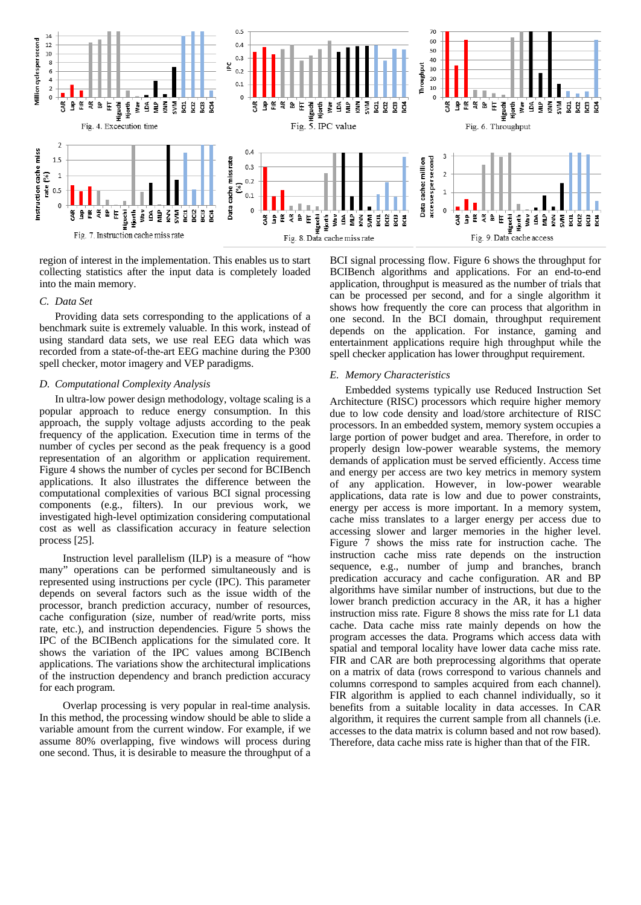Fig. 4. Excecution time

Fig. 5. IPC value

Fig. 6. Throughput

Fig. 7. Instruction cache miss rate

Fig. 8. Data cache miss rate

Fig. 9. Data cache access

region of interest in the implementation. This enables us to start collecting statistics after the input data is completely loaded into the main memory.

### *C. Data Set*

Providing data sets corresponding to the applications of a benchmark suite is extremely valuable. In this work, instead of using standard data sets, we use real EEG data which was recorded from a state-of-the-art EEG machine during the P300 spell checker, motor imagery and VEP paradigms.

### *D. Computational Complexity Analysis*

In ultra-low power design methodology, voltage scaling is a popular approach to reduce energy consumption. In this approach, the supply voltage adjusts according to the peak frequency of the application. Execution time in terms of the number of cycles per second as the peak frequency is a good representation of an algorithm or application requirement. Figure 4 shows the number of cycles per second for BCIBench applications. It also illustrates the difference between the computational complexities of various BCI signal processing components (e.g., filters). In our previous work, we investigated high-level optimization considering computational cost as well as classification accuracy in feature selection process [25].

Instruction level parallelism (ILP) is a measure of "how many" operations can be performed simultaneously and is represented using instructions per cycle (IPC). This parameter depends on several factors such as the issue width of the processor, branch prediction accuracy, number of resources, cache configuration (size, number of read/write ports, miss rate, etc.), and instruction dependencies. Figure 5 shows the IPC of the BCIBench applications for the simulated core. It shows the variation of the IPC values among BCIBench applications. The variations show the architectural implications of the instruction dependency and branch prediction accuracy for each program.

Overlap processing is very popular in real-time analysis. In this method, the processing window should be able to slide a variable amount from the current window. For example, if we assume 80% overlapping, five windows will process during one second. Thus, it is desirable to measure the throughput of a BCI signal processing flow. Figure 6 shows the throughput for BCIBench algorithms and applications. For an end-to-end application, throughput is measured as the number of trials that can be processed per second, and for a single algorithm it shows how frequently the core can process that algorithm in one second. In the BCI domain, throughput requirement depends on the application. For instance, gaming and entertainment applications require high throughput while the spell checker application has lower throughput requirement.

### *E. Memory Characteristics*

Embedded systems typically use Reduced Instruction Set Architecture (RISC) processors which require higher memory due to low code density and load/store architecture of RISC processors. In an embedded system, memory system occupies a large portion of power budget and area. Therefore, in order to properly design low-power wearable systems, the memory demands of application must be served efficiently. Access time and energy per access are two key metrics in memory system of any application. However, in low-power wearable applications, data rate is low and due to power constraints, energy per access is more important. In a memory system, cache miss translates to a larger energy per access due to accessing slower and larger memories in the higher level. Figure 7 shows the miss rate for the instruction cache. The instruction cache miss rate depends on the instruction sequence, e.g., number of jump and branches, branch predication accuracy and cache configuration. AR and BP algorithms have similar number of instructions, but due to the lower branch prediction accuracy in the AR, it has a higher instruction miss rate. Figure 8 shows the miss rate for L1 data cache. Data cache miss rate mainly depends on how the program accesses the data. Programs which access data with spatial and temporal locality have lower data cache miss rate. FIR and CAR are both preprocessing algorithms that operate on a matrix of data (rows correspond to various channels and columns correspond to samples acquired from each channel). FIR algorithm is applied to each channel individually, so it benefits from a suitable locality in data accesses. In CAR algorithm, it requires the current sample from all channels (i.e. accesses to the data matrix is column based and not row based). Therefore, data cache miss rate is higher than that of the FIR.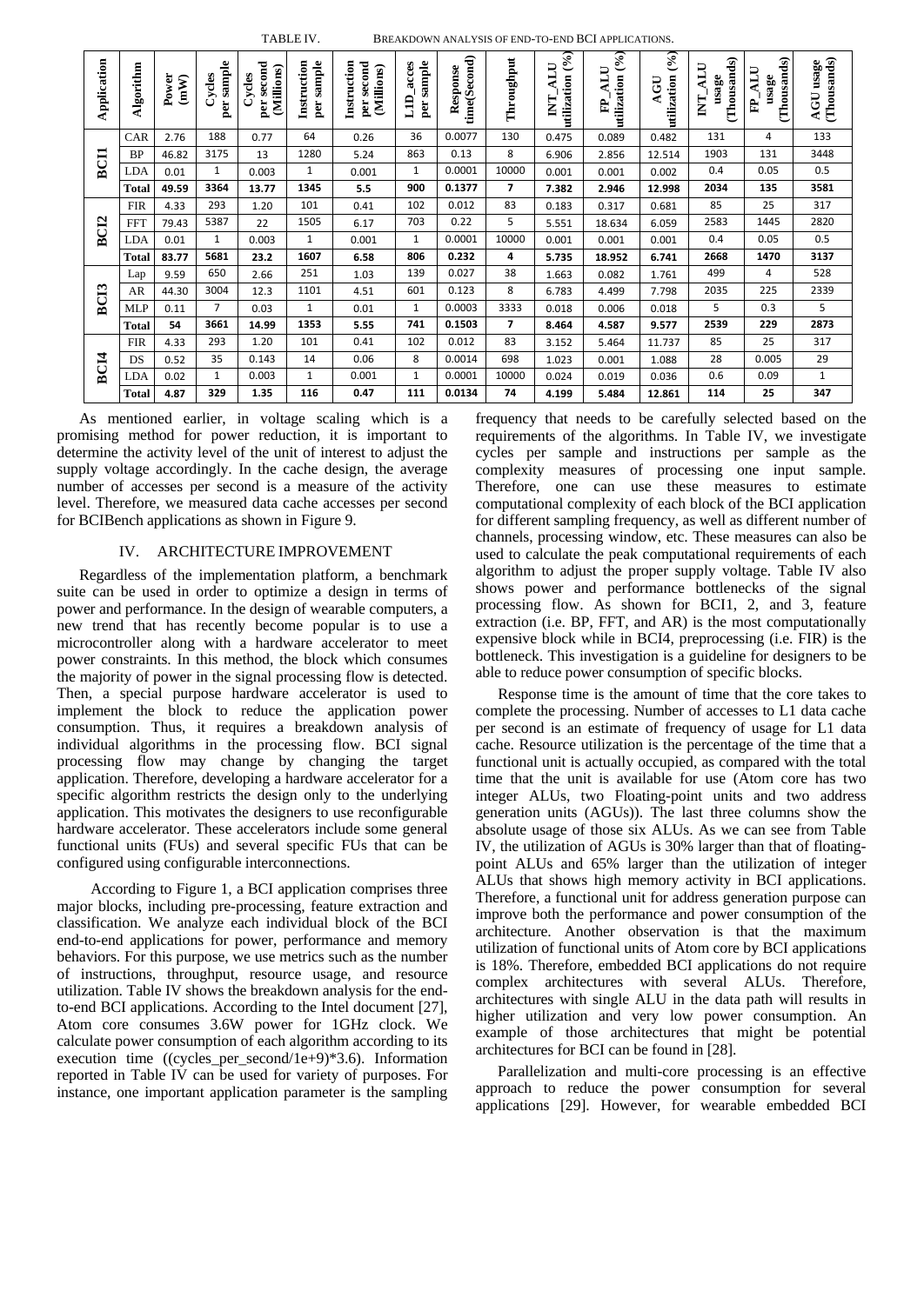TABLE IV. BREAKDOWN ANALYSIS OF END-TO-END BCI APPLICATIONS.

| Application | Algorithm | Power (mW) | Cycles per sample | Cycles per second (Millions) | Instruction per sample | Instruction per second (Millions) | L1D_acces per sample | Response time(Second) | Throughput | INT_ALU utilization (%) | FP_ALU utilization (%) | AGU utilization (%) | INT_ALU usage (Thousands) | FP_ALU usage (Thousands) | AGU usage (Thousands) |
|---|---|---|---|---|---|---|---|---|---|---|---|---|---|---|---|
| BCI1 | CAR | 2.76 | 188 | 0.77 | 64 | 0.26 | 36 | 0.0077 | 130 | 0.475 | 0.089 | 0.482 | 131 | 4 | 133 |
| | BP | 46.82 | 3175 | 13 | 1280 | 5.24 | 863 | 0.13 | 8 | 6.906 | 2.856 | 12.514 | 1903 | 131 | 3448 |
| | LDA | 0.01 | 1 | 0.003 | 1 | 0.001 | 1 | 0.0001 | 10000 | 0.001 | 0.001 | 0.002 | 0.4 | 0.05 | 0.5 |
| | **Total** | **49.59** | **3364** | **13.77** | **1345** | **5.5** | **900** | **0.1377** | **7** | **7.382** | **2.946** | **12.998** | **2034** | **135** | **3581** |
| BCI2 | FIR | 4.33 | 293 | 1.20 | 101 | 0.41 | 102 | 0.012 | 83 | 0.183 | 0.317 | 0.681 | 85 | 25 | 317 |
| | FFT | 79.43 | 5387 | 22 | 1505 | 6.17 | 703 | 0.22 | 5 | 5.551 | 18.634 | 6.059 | 2583 | 1445 | 2820 |
| | LDA | 0.01 | 1 | 0.003 | 1 | 0.001 | 1 | 0.0001 | 10000 | 0.001 | 0.001 | 0.001 | 0.4 | 0.05 | 0.5 |
| | **Total** | **83.77** | **5681** | **23.2** | **1607** | **6.58** | **806** | **0.232** | **4** | **5.735** | **18.952** | **6.741** | **2668** | **1470** | **3137** |
| BCI3 | Lap | 9.59 | 650 | 2.66 | 251 | 1.03 | 139 | 0.027 | 38 | 1.663 | 0.082 | 1.761 | 499 | 4 | 528 |
| | AR | 44.30 | 3004 | 12.3 | 1101 | 4.51 | 601 | 0.123 | 8 | 6.783 | 4.499 | 7.798 | 2035 | 225 | 2339 |
| | MLP | 0.11 | 7 | 0.03 | 1 | 0.01 | 1 | 0.0003 | 3333 | 0.018 | 0.006 | 0.018 | 5 | 0.3 | 5 |
| | **Total** | **54** | **3661** | **14.99** | **1353** | **5.55** | **741** | **0.1503** | **7** | **8.464** | **4.587** | **9.577** | **2539** | **229** | **2873** |
| BCI4 | FIR | 4.33 | 293 | 1.20 | 101 | 0.41 | 102 | 0.012 | 83 | 3.152 | 5.464 | 11.737 | 85 | 25 | 317 |
| | DS | 0.52 | 35 | 0.143 | 14 | 0.06 | 8 | 0.0014 | 698 | 1.023 | 0.001 | 1.088 | 28 | 0.005 | 29 |
| | LDA | 0.02 | 1 | 0.003 | 1 | 0.001 | 1 | 0.0001 | 10000 | 0.024 | 0.019 | 0.036 | 0.6 | 0.09 | 1 |
| | **Total** | **4.87** | **329** | **1.35** | **116** | **0.47** | **111** | **0.0134** | **74** | **4.199** | **5.484** | **12.861** | **114** | **25** | **347** |

As mentioned earlier, in voltage scaling which is a promising method for power reduction, it is important to determine the activity level of the unit of interest to adjust the supply voltage accordingly. In the cache design, the average number of accesses per second is a measure of the activity level. Therefore, we measured data cache accesses per second for BCIBench applications as shown in Figure 9.

## IV. ARCHITECTURE IMPROVEMENT

Regardless of the implementation platform, a benchmark suite can be used in order to optimize a design in terms of power and performance. In the design of wearable computers, a new trend that has recently become popular is to use a microcontroller along with a hardware accelerator to meet power constraints. In this method, the block which consumes the majority of power in the signal processing flow is detected. Then, a special purpose hardware accelerator is used to implement the block to reduce the application power consumption. Thus, it requires a breakdown analysis of individual algorithms in the processing flow. BCI signal processing flow may change by changing the target application. Therefore, developing a hardware accelerator for a specific algorithm restricts the design only to the underlying application. This motivates the designers to use reconfigurable hardware accelerator. These accelerators include some general functional units (FUs) and several specific FUs that can be configured using configurable interconnections.

According to Figure 1, a BCI application comprises three major blocks, including pre-processing, feature extraction and classification. We analyze each individual block of the BCI end-to-end applications for power, performance and memory behaviors. For this purpose, we use metrics such as the number of instructions, throughput, resource usage, and resource utilization. Table IV shows the breakdown analysis for the end-to-end BCI applications. According to the Intel document [27], Atom core consumes 3.6W power for 1GHz clock. We calculate power consumption of each algorithm according to its execution time ((cycles_per_second/1e+9)*3.6). Information reported in Table IV can be used for variety of purposes. For instance, one important application parameter is the sampling frequency that needs to be carefully selected based on the requirements of the algorithms. In Table IV, we investigate cycles per sample and instructions per sample as the complexity measures of processing one input sample. Therefore, one can use these measures to estimate computational complexity of each block of the BCI application for different sampling frequency, as well as different number of channels, processing window, etc. These measures can also be used to calculate the peak computational requirements of each algorithm to adjust the proper supply voltage. Table IV also shows power and performance bottlenecks of the signal processing flow. As shown for BCI1, 2, and 3, feature extraction (i.e. BP, FFT, and AR) is the most computationally expensive block while in BCI4, preprocessing (i.e. FIR) is the bottleneck. This investigation is a guideline for designers to be able to reduce power consumption of specific blocks.

Response time is the amount of time that the core takes to complete the processing. Number of accesses to L1 data cache per second is an estimate of frequency of usage for L1 data cache. Resource utilization is the percentage of the time that a functional unit is actually occupied, as compared with the total time that the unit is available for use (Atom core has two integer ALUs, two Floating-point units and two address generation units (AGUs)). The last three columns show the absolute usage of those six ALUs. As we can see from Table IV, the utilization of AGUs is 30% larger than that of floating-point ALUs and 65% larger than the utilization of integer ALUs that shows high memory activity in BCI applications. Therefore, a functional unit for address generation purpose can improve both the performance and power consumption of the architecture. Another observation is that the maximum utilization of functional units of Atom core by BCI applications is 18%. Therefore, embedded BCI applications do not require complex architectures with several ALUs. Therefore, architectures with single ALU in the data path will results in higher utilization and very low power consumption. An example of those architectures that might be potential architectures for BCI can be found in [28].

Parallelization and multi-core processing is an effective approach to reduce the power consumption for several applications [29]. However, for wearable embedded BCI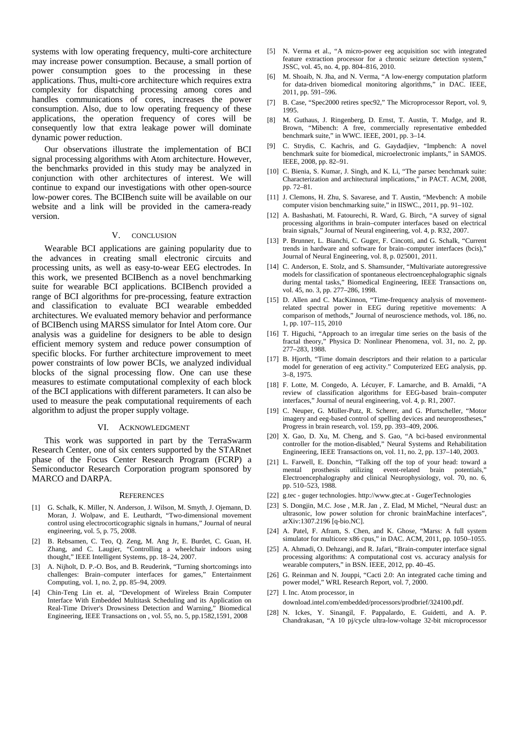systems with low operating frequency, multi-core architecture may increase power consumption. Because, a small portion of power consumption goes to the processing in these applications. Thus, multi-core architecture which requires extra complexity for dispatching processing among cores and handles communications of cores, increases the power consumption. Also, due to low operating frequency of these applications, the operation frequency of cores will be consequently low that extra leakage power will dominate dynamic power reduction.

Our observations illustrate the implementation of BCI signal processing algorithms with Atom architecture. However, the benchmarks provided in this study may be analyzed in conjunction with other architectures of interest. We will continue to expand our investigations with other open-source low-power cores. The BCIBench suite will be available on our website and a link will be provided in the camera-ready version.

## V. Conclusion

Wearable BCI applications are gaining popularity due to the advances in creating small electronic circuits and processing units, as well as easy-to-wear EEG electrodes. In this work, we presented BCIBench as a novel benchmarking suite for wearable BCI applications. BCIBench provided a range of BCI algorithms for pre-processing, feature extraction and classification to evaluate BCI wearable embedded architectures. We evaluated memory behavior and performance of BCIBench using MARSS simulator for Intel Atom core. Our analysis was a guideline for designers to be able to design efficient memory system and reduce power consumption of specific blocks. For further architecture improvement to meet power constraints of low power BCIs, we analyzed individual blocks of the signal processing flow. One can use these measures to estimate computational complexity of each block of the BCI applications with different parameters. It can also be used to measure the peak computational requirements of each algorithm to adjust the proper supply voltage.

## VI. Acknowledgment

This work was supported in part by the TerraSwarm Research Center, one of six centers supported by the STARnet phase of the Focus Center Research Program (FCRP) a Semiconductor Research Corporation program sponsored by MARCO and DARPA.

## References

[1] G. Schalk, K. Miller, N. Anderson, J. Wilson, M. Smyth, J. Ojemann, D. Moran, J. Wolpaw, and E. Leuthardt, "Two-dimensional movement control using electrocorticographic signals in humans," Journal of neural engineering, vol. 5, p. 75, 2008.

[2] B. Rebsamen, C. Teo, Q. Zeng, M. Ang Jr, E. Burdet, C. Guan, H. Zhang, and C. Laugier, "Controlling a wheelchair indoors using thought," IEEE Intelligent Systems, pp. 18–24, 2007.

[3] A. Nijholt, D. P.-O. Bos, and B. Reuderink, "Turning shortcomings into challenges: Brain–computer interfaces for games," Entertainment Computing, vol. 1, no. 2, pp. 85–94, 2009.

[4] Chin-Teng Lin et. al, "Development of Wireless Brain Computer Interface With Embedded Multitask Scheduling and its Application on Real-Time Driver's Drowsiness Detection and Warning," Biomedical Engineering, IEEE Transactions on , vol. 55, no. 5, pp.1582,1591, 2008

[5] N. Verma et al., "A micro-power eeg acquisition soc with integrated feature extraction processor for a chronic seizure detection system," JSSC, vol. 45, no. 4, pp. 804–816, 2010.

[6] M. Shoaib, N. Jha, and N. Verma, "A low-energy computation platform for data-driven biomedical monitoring algorithms," in DAC. IEEE, 2011, pp. 591–596.

[7] B. Case, "Spec2000 retires spec92," The Microprocessor Report, vol. 9, 1995.

[8] M. Guthaus, J. Ringenberg, D. Ernst, T. Austin, T. Mudge, and R. Brown, "Mibench: A free, commercially representative embedded benchmark suite," in WWC. IEEE, 2001, pp. 3–14.

[9] C. Strydis, C. Kachris, and G. Gaydadjiev, "Impbench: A novel benchmark suite for biomedical, microelectronic implants," in SAMOS. IEEE, 2008, pp. 82–91.

[10] C. Bienia, S. Kumar, J. Singh, and K. Li, "The parsec benchmark suite: Characterization and architectural implications," in PACT. ACM, 2008, pp. 72–81.

[11] J. Clemons, H. Zhu, S. Savarese, and T. Austin, "Mevbench: A mobile computer vision benchmarking suite," in IISWC., 2011, pp. 91–102.

[12] A. Bashashati, M. Fatourechi, R. Ward, G. Birch, "A survey of signal processing algorithms in brain–computer interfaces based on electrical brain signals," Journal of Neural engineering, vol. 4, p. R32, 2007.

[13] P. Brunner, L. Bianchi, C. Guger, F. Cincotti, and G. Schalk, "Current trends in hardware and software for brain–computer interfaces (bcis)," Journal of Neural Engineering, vol. 8, p. 025001, 2011.

[14] C. Anderson, E. Stolz, and S. Shamsunder, "Multivariate autoregressive models for classification of spontaneous electroencephalographic signals during mental tasks," Biomedical Engineering, IEEE Transactions on, vol. 45, no. 3, pp. 277–286, 1998.

[15] D. Allen and C. MacKinnon, "Time-frequency analysis of movement-related spectral power in EEG during repetitive movements: A comparison of methods," Journal of neuroscience methods, vol. 186, no. 1, pp. 107–115, 2010

[16] T. Higuchi, "Approach to an irregular time series on the basis of the fractal theory," Physica D: Nonlinear Phenomena, vol. 31, no. 2, pp. 277–283, 1988.

[17] B. Hjorth, "Time domain descriptors and their relation to a particular model for generation of eeg activity." Computerized EEG analysis, pp. 3–8, 1975.

[18] F. Lotte, M. Congedo, A. Lécuyer, F. Lamarche, and B. Arnaldi, "A review of classification algorithms for EEG-based brain–computer interfaces," Journal of neural engineering, vol. 4, p. R1, 2007.

[19] C. Neuper, G. Müller-Putz, R. Scherer, and G. Pfurtscheller, "Motor imagery and eeg-based control of spelling devices and neuroprostheses," Progress in brain research, vol. 159, pp. 393–409, 2006.

[20] X. Gao, D. Xu, M. Cheng, and S. Gao, "A bci-based environmental controller for the motion-disabled," Neural Systems and Rehabilitation Engineering, IEEE Transactions on, vol. 11, no. 2, pp. 137–140, 2003.

[21] L. Farwell, E. Donchin, "Talking off the top of your head: toward a mental prosthesis utilizing event-related brain potentials," Electroencephalography and clinical Neurophysiology, vol. 70, no. 6, pp. 510–523, 1988.

[22] g.tec - guger technologies. http://www.gtec.at - GugerTechnologies

[23] S. Dongjin, M.C. Jose , M.R. Jan , Z. Elad, M Michel, "Neural dust: an ultrasonic, low power solution for chronic brainMachine interfaces", arXiv:1307.2196 [q-bio.NC].

[24] A. Patel, F. Afram, S. Chen, and K. Ghose, "Marss: A full system simulator for multicore x86 cpus," in DAC. ACM, 2011, pp. 1050–1055.

[25] A. Ahmadi, O. Dehzangi, and R. Jafari, "Brain-computer interface signal processing algorithms: A computational cost vs. accuracy analysis for wearable computers," in BSN. IEEE, 2012, pp. 40–45.

[26] G. Reinman and N. Jouppi, "Cacti 2.0: An integrated cache timing and power model," WRL Research Report, vol. 7, 2000.

[27] I. Inc. Atom processor, in download.intel.com/embedded/processors/prodbrief/324100.pdf.

[28] N. Ickes, Y. Sinangil, F. Pappalardo, E. Guidetti, and A. P. Chandrakasan, "A 10 pj/cycle ultra-low-voltage 32-bit microprocessor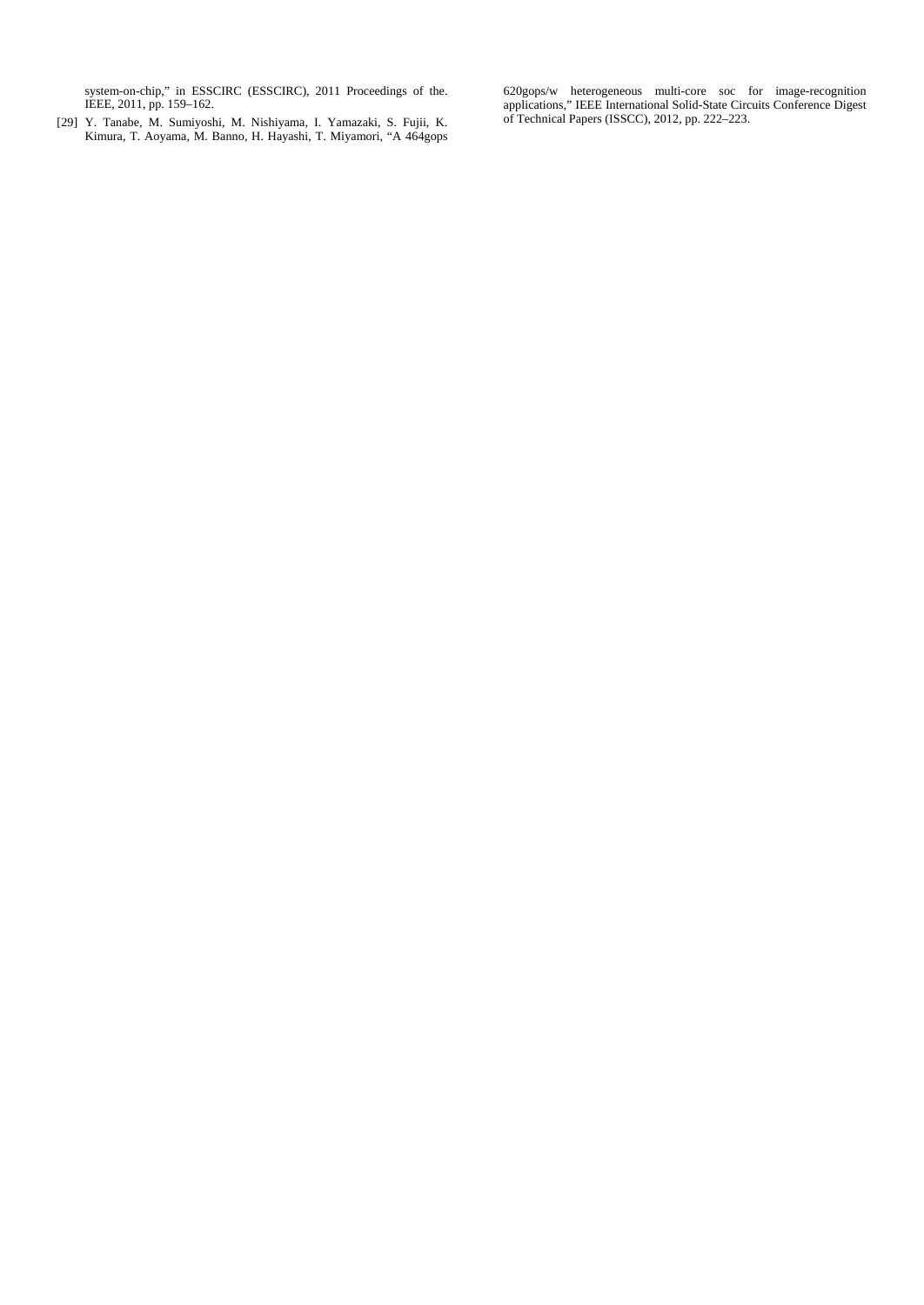system-on-chip," in ESSCIRC (ESSCIRC), 2011 Proceedings of the. IEEE, 2011, pp. 159–162.

[29] Y. Tanabe, M. Sumiyoshi, M. Nishiyama, I. Yamazaki, S. Fujii, K. Kimura, T. Aoyama, M. Banno, H. Hayashi, T. Miyamori, "A 464gops 620gops/w heterogeneous multi-core soc for image-recognition applications," IEEE International Solid-State Circuits Conference Digest of Technical Papers (ISSCC), 2012, pp. 222–223.